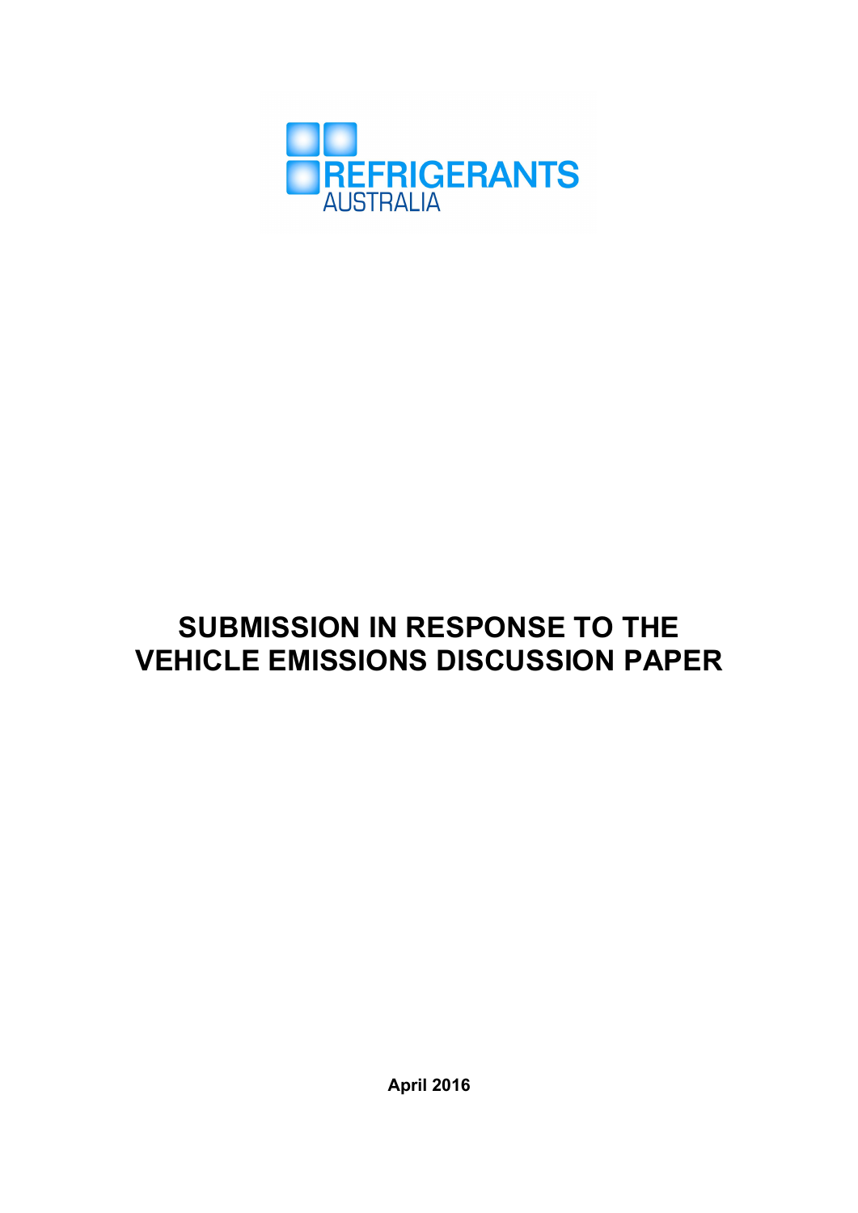REFRIGERANTS AUSTRALIA

# SUBMISSION IN RESPONSE TO THE VEHICLE EMISSIONS DISCUSSION PAPER

**April 2016**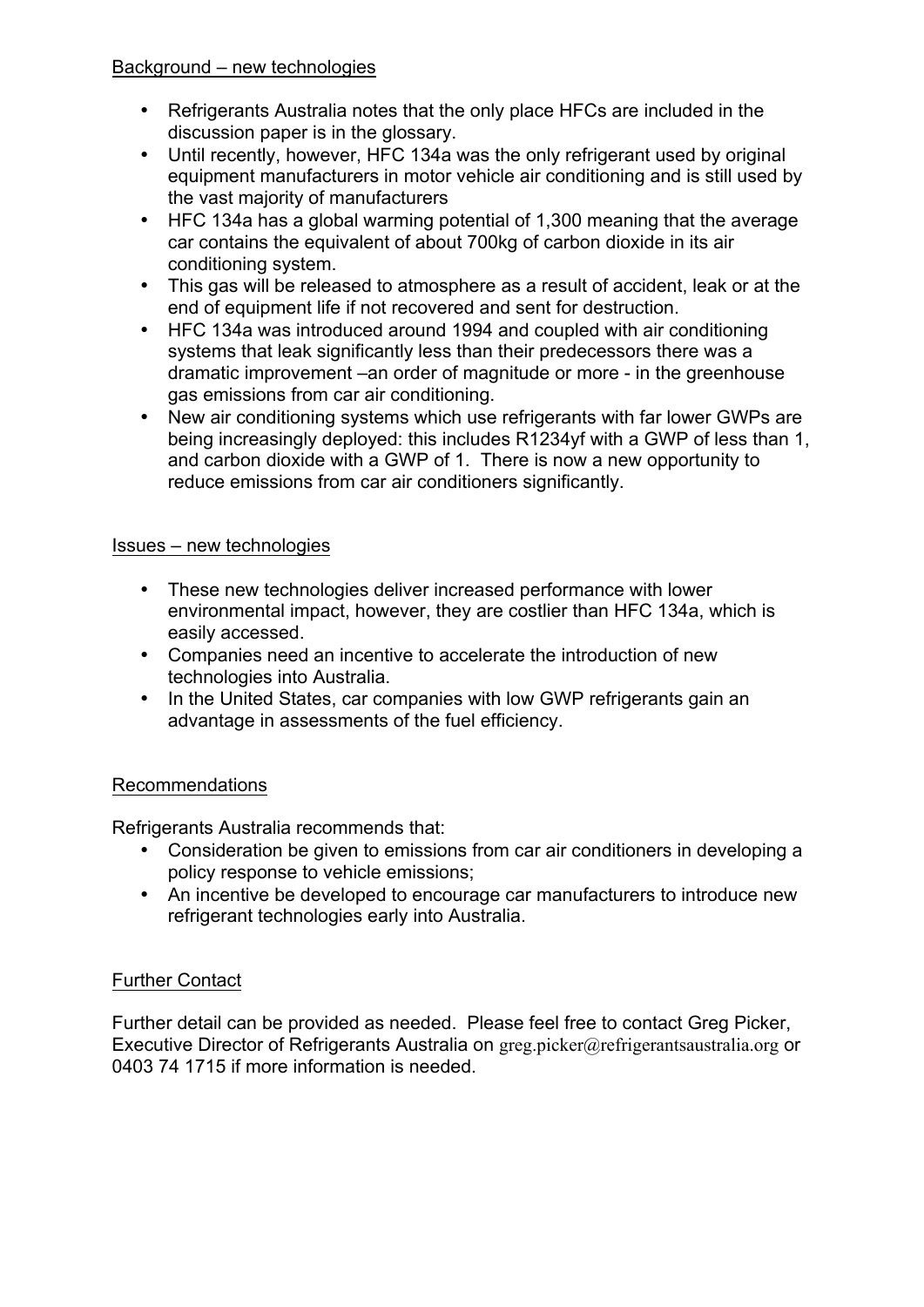Background – new technologies

- Refrigerants Australia notes that the only place HFCs are included in the discussion paper is in the glossary.
- Until recently, however, HFC 134a was the only refrigerant used by original equipment manufacturers in motor vehicle air conditioning and is still used by the vast majority of manufacturers
- HFC 134a has a global warming potential of 1,300 meaning that the average car contains the equivalent of about 700kg of carbon dioxide in its air conditioning system.
- This gas will be released to atmosphere as a result of accident, leak or at the end of equipment life if not recovered and sent for destruction.
- HFC 134a was introduced around 1994 and coupled with air conditioning systems that leak significantly less than their predecessors there was a dramatic improvement –an order of magnitude or more - in the greenhouse gas emissions from car air conditioning.
- New air conditioning systems which use refrigerants with far lower GWPs are being increasingly deployed: this includes R1234yf with a GWP of less than 1, and carbon dioxide with a GWP of 1. There is now a new opportunity to reduce emissions from car air conditioners significantly.

Issues – new technologies

- These new technologies deliver increased performance with lower environmental impact, however, they are costlier than HFC 134a, which is easily accessed.
- Companies need an incentive to accelerate the introduction of new technologies into Australia.
- In the United States, car companies with low GWP refrigerants gain an advantage in assessments of the fuel efficiency.

Recommendations

Refrigerants Australia recommends that:

- Consideration be given to emissions from car air conditioners in developing a policy response to vehicle emissions;
- An incentive be developed to encourage car manufacturers to introduce new refrigerant technologies early into Australia.

Further Contact

Further detail can be provided as needed. Please feel free to contact Greg Picker, Executive Director of Refrigerants Australia on greg.picker@refrigerantsaustralia.org or 0403 74 1715 if more information is needed.